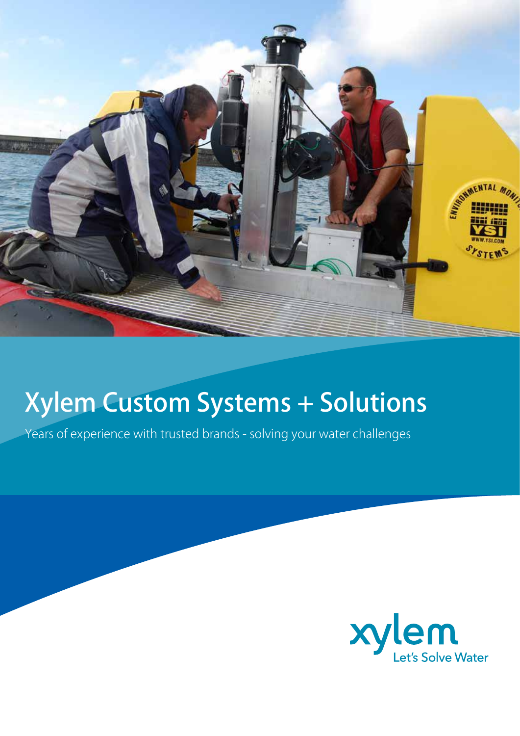# Xylem Custom Systems + Solutions

Years of experience with trusted brands - solving your water challenges

xylem
Let's Solve Water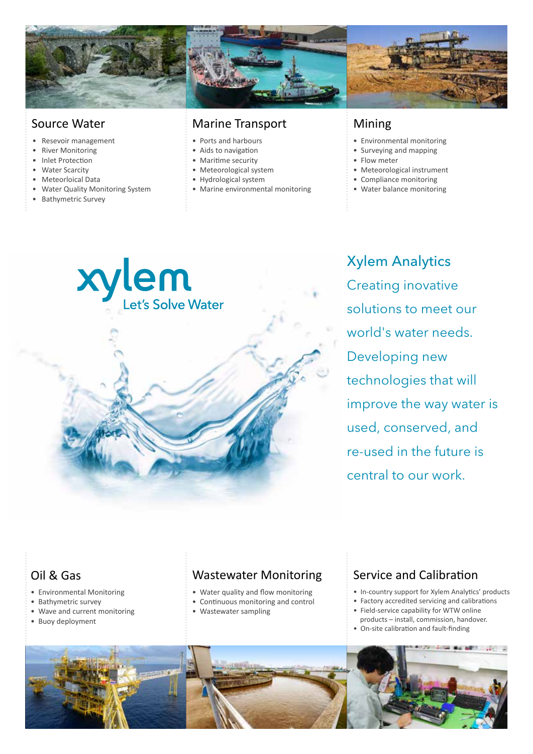## Source Water

- Resevoir management
- River Monitoring
- Inlet Protection
- Water Scarcity
- Meteorloical Data
- Water Quality Monitoring System
- Bathymetric Survey

## Marine Transport

- Ports and harbours
- Aids to navigation
- Maritime security
- Meteorological system
- Hydrological system
- Marine environmental monitoring

## Mining

- Environmental monitoring
- Surveying and mapping
- Flow meter
- Meteorological instrument
- Compliance monitoring
- Water balance monitoring

xylem
Let's Solve Water

## Xylem Analytics

Creating inovative solutions to meet our world's water needs. Developing new technologies that will improve the way water is used, conserved, and re-used in the future is central to our work.

## Oil & Gas

- Environmental Monitoring
- Bathymetric survey
- Wave and current monitoring
- Buoy deployment

## Wastewater Monitoring

- Water quality and flow monitoring
- Continuous monitoring and control
- Wastewater sampling

## Service and Calibration

- In-country support for Xylem Analytics' products
- Factory accredited servicing and calibrations
- Field-service capability for WTW online products – install, commission, handover.
- On-site calibration and fault-finding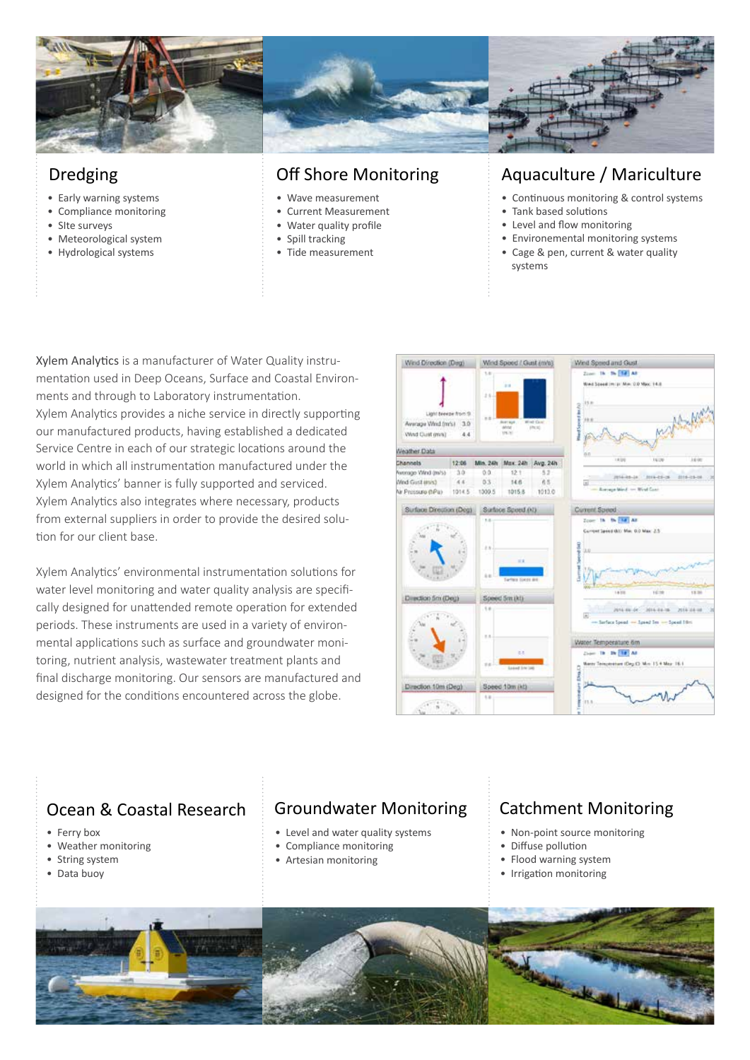## Dredging

- Early warning systems
- Compliance monitoring
- SIte surveys
- Meteorological system
- Hydrological systems

## Off Shore Monitoring

- Wave measurement
- Current Measurement
- Water quality profile
- Spill tracking
- Tide measurement

## Aquaculture / Mariculture

- Continuous monitoring & control systems
- Tank based solutions
- Level and flow monitoring
- Environemental monitoring systems
- Cage & pen, current & water quality systems

Xylem Analytics is a manufacturer of Water Quality instrumentation used in Deep Oceans, Surface and Coastal Environments and through to Laboratory instrumentation.
Xylem Analytics provides a niche service in directly supporting our manufactured products, having established a dedicated Service Centre in each of our strategic locations around the world in which all instrumentation manufactured under the Xylem Analytics' banner is fully supported and serviced. Xylem Analytics also integrates where necessary, products from external suppliers in order to provide the desired solution for our client base.

Xylem Analytics' environmental instrumentation solutions for water level monitoring and water quality analysis are specifically designed for unattended remote operation for extended periods. These instruments are used in a variety of environmental applications such as surface and groundwater monitoring, nutrient analysis, wastewater treatment plants and final discharge monitoring. Our sensors are manufactured and designed for the conditions encountered across the globe.

## Ocean & Coastal Research

- Ferry box
- Weather monitoring
- String system
- Data buoy

## Groundwater Monitoring

- Level and water quality systems
- Compliance monitoring
- Artesian monitoring

## Catchment Monitoring

- Non-point source monitoring
- Diffuse pollution
- Flood warning system
- Irrigation monitoring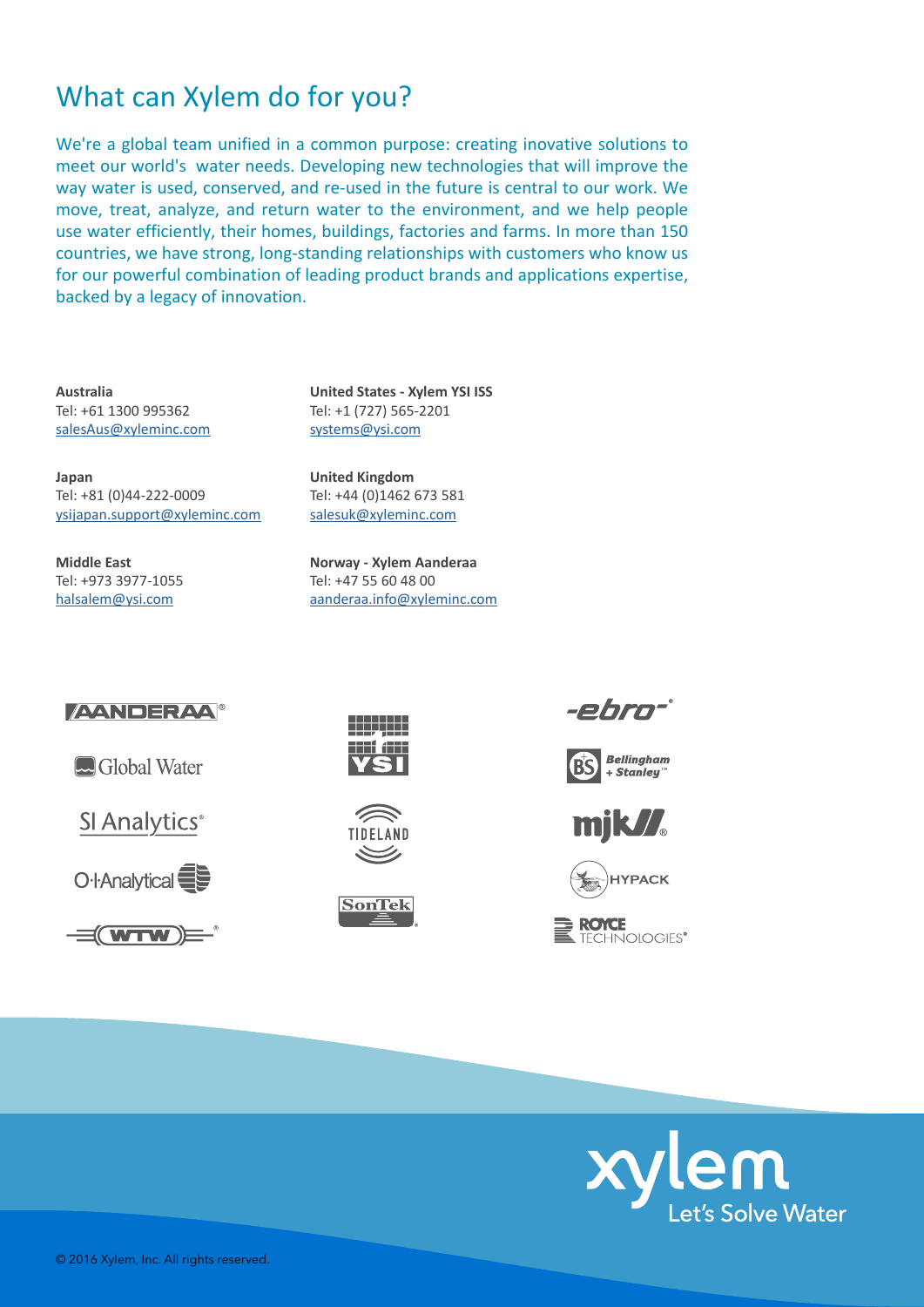# What can Xylem do for you?

We're a global team unified in a common purpose: creating inovative solutions to meet our world's water needs. Developing new technologies that will improve the way water is used, conserved, and re-used in the future is central to our work. We move, treat, analyze, and return water to the environment, and we help people use water efficiently, their homes, buildings, factories and farms. In more than 150 countries, we have strong, long-standing relationships with customers who know us for our powerful combination of leading product brands and applications expertise, backed by a legacy of innovation.

**Australia**
Tel: +61 1300 995362
salesAus@xyleminc.com

**Japan**
Tel: +81 (0)44-222-0009
ysijapan.support@xyleminc.com

**Middle East**
Tel: +973 3977-1055
halsalem@ysi.com

**United States - Xylem YSI ISS**
Tel: +1 (727) 565-2201
systems@ysi.com

**United Kingdom**
Tel: +44 (0)1462 673 581
salesuk@xyleminc.com

**Norway - Xylem Aanderaa**
Tel: +47 55 60 48 00
aanderaa.info@xyleminc.com

AANDERAA®
Global Water
SI Analytics®
O·I·Analytical
WTW®
YSI
TIDELAND
SonTek®
-ebro-®
Bellingham + Stanley™
mjk®
HYPACK
ROYCE TECHNOLOGIES®

xylem
Let's Solve Water

© 2016 Xylem, Inc. All rights reserved.